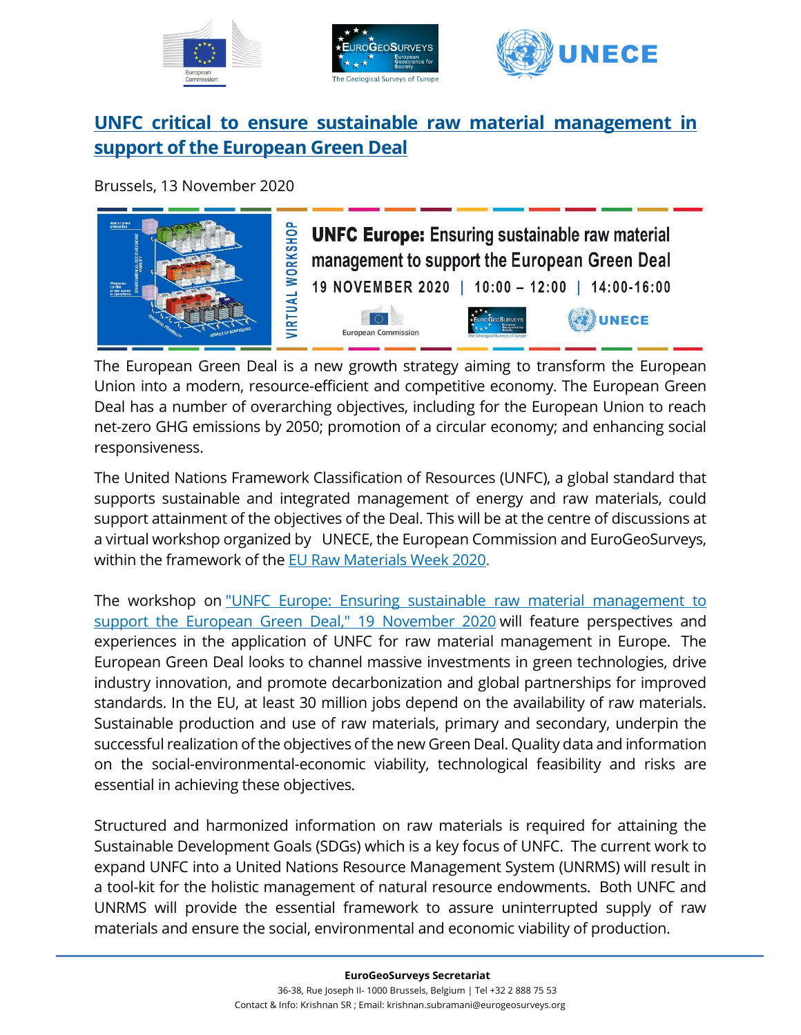# UNFC critical to ensure sustainable raw material management in support of the European Green Deal

Brussels, 13 November 2020

The European Green Deal is a new growth strategy aiming to transform the European Union into a modern, resource-efficient and competitive economy. The European Green Deal has a number of overarching objectives, including for the European Union to reach net-zero GHG emissions by 2050; promotion of a circular economy; and enhancing social responsiveness.

The United Nations Framework Classification of Resources (UNFC), a global standard that supports sustainable and integrated management of energy and raw materials, could support attainment of the objectives of the Deal. This will be at the centre of discussions at a virtual workshop organized by UNECE, the European Commission and EuroGeoSurveys, within the framework of the EU Raw Materials Week 2020.

The workshop on "UNFC Europe: Ensuring sustainable raw material management to support the European Green Deal," 19 November 2020 will feature perspectives and experiences in the application of UNFC for raw material management in Europe. The European Green Deal looks to channel massive investments in green technologies, drive industry innovation, and promote decarbonization and global partnerships for improved standards. In the EU, at least 30 million jobs depend on the availability of raw materials. Sustainable production and use of raw materials, primary and secondary, underpin the successful realization of the objectives of the new Green Deal. Quality data and information on the social-environmental-economic viability, technological feasibility and risks are essential in achieving these objectives.

Structured and harmonized information on raw materials is required for attaining the Sustainable Development Goals (SDGs) which is a key focus of UNFC. The current work to expand UNFC into a United Nations Resource Management System (UNRMS) will result in a tool-kit for the holistic management of natural resource endowments. Both UNFC and UNRMS will provide the essential framework to assure uninterrupted supply of raw materials and ensure the social, environmental and economic viability of production.

**EuroGeoSurveys Secretariat**
36-38, Rue Joseph II- 1000 Brussels, Belgium | Tel +32 2 888 75 53
Contact & Info: Krishnan SR ; Email: krishnan.subramani@eurogeosurveys.org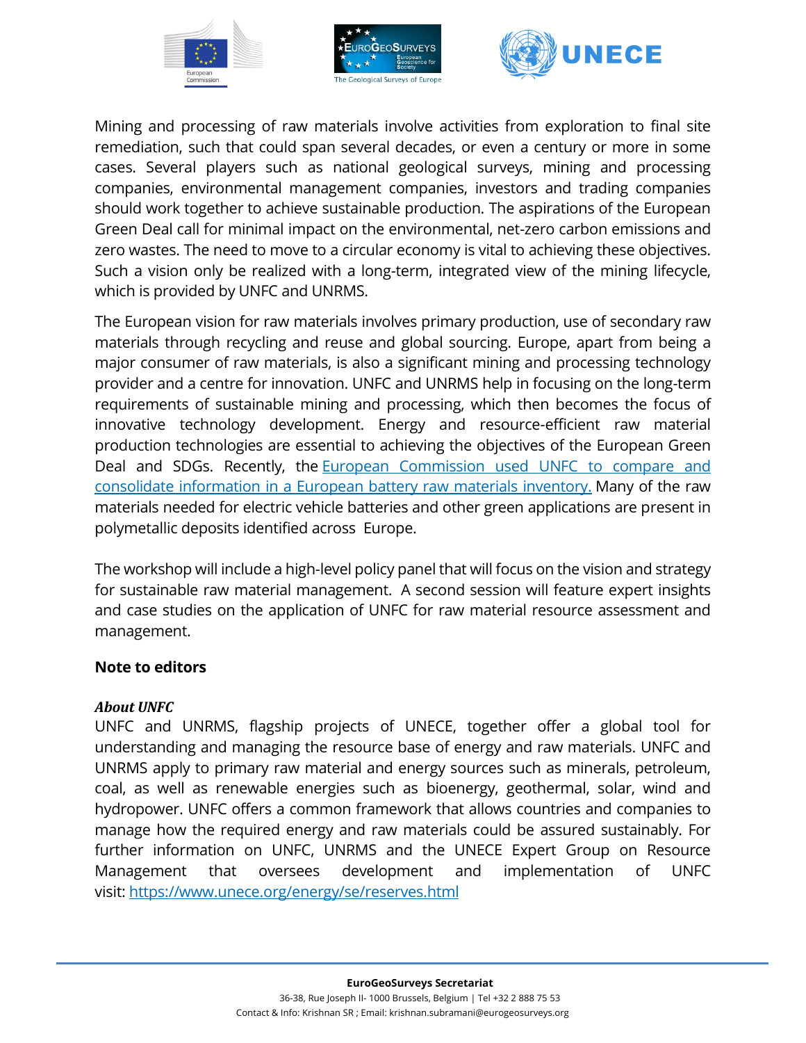Mining and processing of raw materials involve activities from exploration to final site remediation, such that could span several decades, or even a century or more in some cases. Several players such as national geological surveys, mining and processing companies, environmental management companies, investors and trading companies should work together to achieve sustainable production. The aspirations of the European Green Deal call for minimal impact on the environmental, net-zero carbon emissions and zero wastes. The need to move to a circular economy is vital to achieving these objectives. Such a vision only be realized with a long-term, integrated view of the mining lifecycle, which is provided by UNFC and UNRMS.

The European vision for raw materials involves primary production, use of secondary raw materials through recycling and reuse and global sourcing. Europe, apart from being a major consumer of raw materials, is also a significant mining and processing technology provider and a centre for innovation. UNFC and UNRMS help in focusing on the long-term requirements of sustainable mining and processing, which then becomes the focus of innovative technology development. Energy and resource-efficient raw material production technologies are essential to achieving the objectives of the European Green Deal and SDGs. Recently, the [European Commission used UNFC to compare and consolidate information in a European battery raw materials inventory.]() Many of the raw materials needed for electric vehicle batteries and other green applications are present in polymetallic deposits identified across Europe.

The workshop will include a high-level policy panel that will focus on the vision and strategy for sustainable raw material management. A second session will feature expert insights and case studies on the application of UNFC for raw material resource assessment and management.

**Note to editors**

***About UNFC***

UNFC and UNRMS, flagship projects of UNECE, together offer a global tool for understanding and managing the resource base of energy and raw materials. UNFC and UNRMS apply to primary raw material and energy sources such as minerals, petroleum, coal, as well as renewable energies such as bioenergy, geothermal, solar, wind and hydropower. UNFC offers a common framework that allows countries and companies to manage how the required energy and raw materials could be assured sustainably. For further information on UNFC, UNRMS and the UNECE Expert Group on Resource Management that oversees development and implementation of UNFC visit: [https://www.unece.org/energy/se/reserves.html](https://www.unece.org/energy/se/reserves.html)

**EuroGeoSurveys Secretariat**
36-38, Rue Joseph II- 1000 Brussels, Belgium | Tel +32 2 888 75 53
Contact & Info: Krishnan SR ; Email: krishnan.subramani@eurogeosurveys.org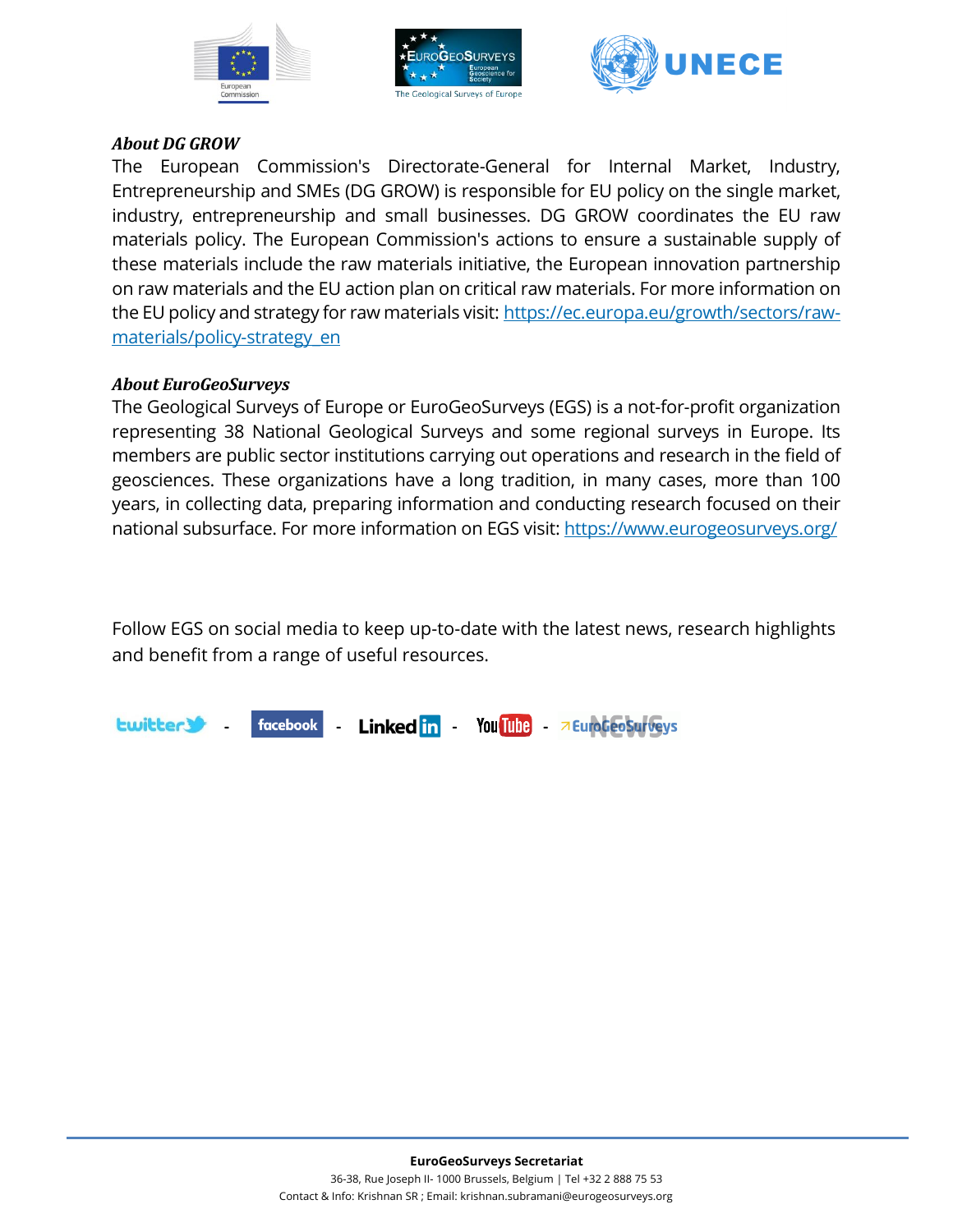***About DG GROW***

The European Commission's Directorate-General for Internal Market, Industry, Entrepreneurship and SMEs (DG GROW) is responsible for EU policy on the single market, industry, entrepreneurship and small businesses. DG GROW coordinates the EU raw materials policy. The European Commission's actions to ensure a sustainable supply of these materials include the raw materials initiative, the European innovation partnership on raw materials and the EU action plan on critical raw materials. For more information on the EU policy and strategy for raw materials visit: https://ec.europa.eu/growth/sectors/raw-materials/policy-strategy_en

***About EuroGeoSurveys***

The Geological Surveys of Europe or EuroGeoSurveys (EGS) is a not-for-profit organization representing 38 National Geological Surveys and some regional surveys in Europe. Its members are public sector institutions carrying out operations and research in the field of geosciences. These organizations have a long tradition, in many cases, more than 100 years, in collecting data, preparing information and conducting research focused on their national subsurface. For more information on EGS visit: https://www.eurogeosurveys.org/

Follow EGS on social media to keep up-to-date with the latest news, research highlights and benefit from a range of useful resources.

twitter - facebook - LinkedIn - YouTube - EuroGeoSurveys NEWS

**EuroGeoSurveys Secretariat**
36-38, Rue Joseph II- 1000 Brussels, Belgium | Tel +32 2 888 75 53
Contact & Info: Krishnan SR ; Email: krishnan.subramani@eurogeosurveys.org